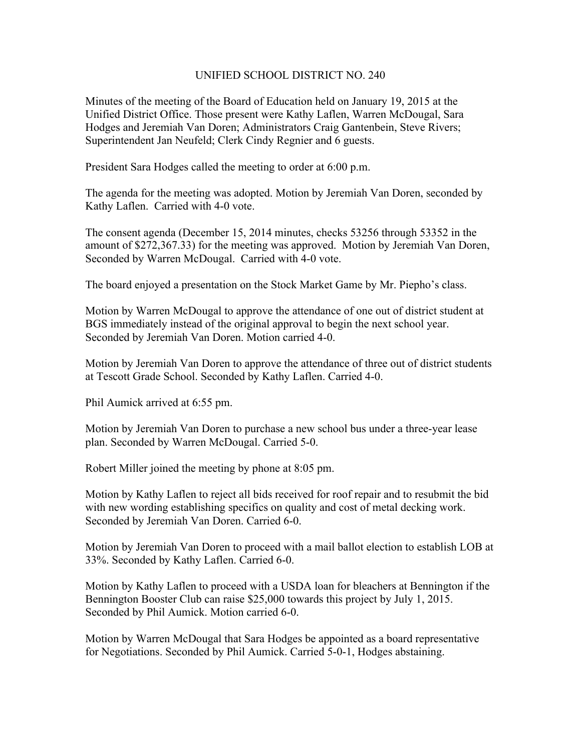# UNIFIED SCHOOL DISTRICT NO. 240

Minutes of the meeting of the Board of Education held on January 19, 2015 at the Unified District Office. Those present were Kathy Laflen, Warren McDougal, Sara Hodges and Jeremiah Van Doren; Administrators Craig Gantenbein, Steve Rivers; Superintendent Jan Neufeld; Clerk Cindy Regnier and 6 guests.

President Sara Hodges called the meeting to order at 6:00 p.m.

The agenda for the meeting was adopted. Motion by Jeremiah Van Doren, seconded by Kathy Laflen. Carried with 4-0 vote.

The consent agenda (December 15, 2014 minutes, checks 53256 through 53352 in the amount of $272,367.33) for the meeting was approved. Motion by Jeremiah Van Doren, Seconded by Warren McDougal. Carried with 4-0 vote.

The board enjoyed a presentation on the Stock Market Game by Mr. Piepho's class.

Motion by Warren McDougal to approve the attendance of one out of district student at BGS immediately instead of the original approval to begin the next school year. Seconded by Jeremiah Van Doren. Motion carried 4-0.

Motion by Jeremiah Van Doren to approve the attendance of three out of district students at Tescott Grade School. Seconded by Kathy Laflen. Carried 4-0.

Phil Aumick arrived at 6:55 pm.

Motion by Jeremiah Van Doren to purchase a new school bus under a three-year lease plan. Seconded by Warren McDougal. Carried 5-0.

Robert Miller joined the meeting by phone at 8:05 pm.

Motion by Kathy Laflen to reject all bids received for roof repair and to resubmit the bid with new wording establishing specifics on quality and cost of metal decking work. Seconded by Jeremiah Van Doren. Carried 6-0.

Motion by Jeremiah Van Doren to proceed with a mail ballot election to establish LOB at 33%. Seconded by Kathy Laflen. Carried 6-0.

Motion by Kathy Laflen to proceed with a USDA loan for bleachers at Bennington if the Bennington Booster Club can raise $25,000 towards this project by July 1, 2015. Seconded by Phil Aumick. Motion carried 6-0.

Motion by Warren McDougal that Sara Hodges be appointed as a board representative for Negotiations. Seconded by Phil Aumick. Carried 5-0-1, Hodges abstaining.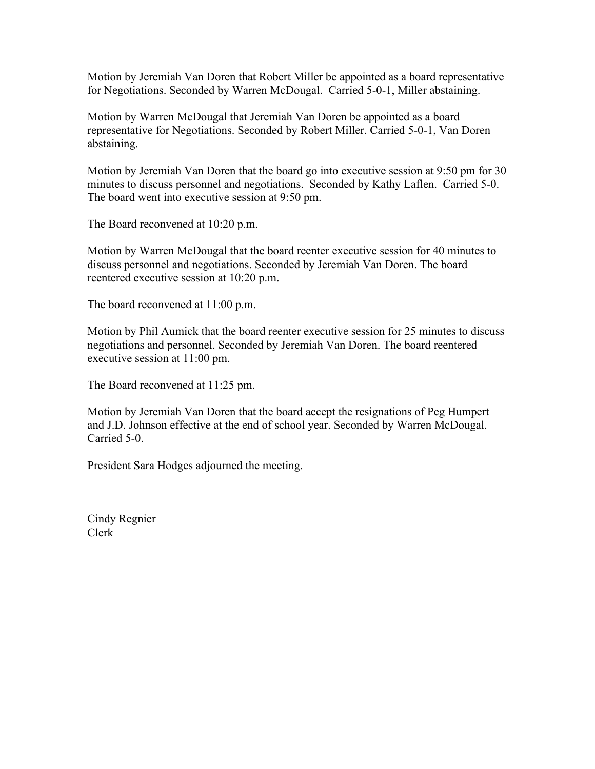Motion by Jeremiah Van Doren that Robert Miller be appointed as a board representative for Negotiations. Seconded by Warren McDougal. Carried 5-0-1, Miller abstaining.

Motion by Warren McDougal that Jeremiah Van Doren be appointed as a board representative for Negotiations. Seconded by Robert Miller. Carried 5-0-1, Van Doren abstaining.

Motion by Jeremiah Van Doren that the board go into executive session at 9:50 pm for 30 minutes to discuss personnel and negotiations. Seconded by Kathy Laflen. Carried 5-0. The board went into executive session at 9:50 pm.

The Board reconvened at 10:20 p.m.

Motion by Warren McDougal that the board reenter executive session for 40 minutes to discuss personnel and negotiations. Seconded by Jeremiah Van Doren. The board reentered executive session at 10:20 p.m.

The board reconvened at 11:00 p.m.

Motion by Phil Aumick that the board reenter executive session for 25 minutes to discuss negotiations and personnel. Seconded by Jeremiah Van Doren. The board reentered executive session at 11:00 pm.

The Board reconvened at 11:25 pm.

Motion by Jeremiah Van Doren that the board accept the resignations of Peg Humpert and J.D. Johnson effective at the end of school year. Seconded by Warren McDougal. Carried 5-0.

President Sara Hodges adjourned the meeting.

Cindy Regnier
Clerk